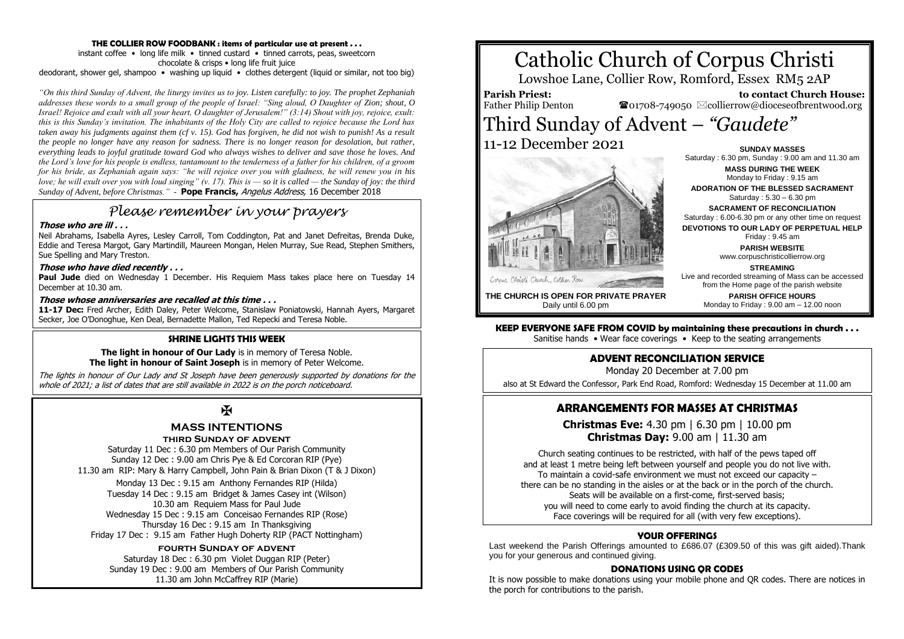# Catholic Church of Corpus Christi

Lowshoe Lane, Collier Row, Romford, Essex RM5 2AP

**Parish Priest:** Father Philip Denton

**to contact Church House:** ☎01708-749050 ✉collierrow@dioceseofbrentwood.org

# Third Sunday of Advent – *"Gaudete"*

## 11-12 December 2021

Corpus Christi Church, Collier Row

**THE CHURCH IS OPEN FOR PRIVATE PRAYER**
Daily until 6.00 pm

**SUNDAY MASSES**
Saturday : 6.30 pm, Sunday : 9.00 am and 11.30 am

**MASS DURING THE WEEK**
Monday to Friday : 9.15 am

**ADORATION OF THE BLESSED SACRAMENT**
Saturday : 5.30 – 6.30 pm

**SACRAMENT OF RECONCILIATION**
Saturday : 6.00-6.30 pm or any other time on request

**DEVOTIONS TO OUR LADY OF PERPETUAL HELP**
Friday : 9.45 am

**PARISH WEBSITE**
www.corpuschristicollierrow.org

**STREAMING**
Live and recorded streaming of Mass can be accessed from the Home page of the parish website

**PARISH OFFICE HOURS**
Monday to Friday : 9.00 am – 12.00 noon

**THE COLLIER ROW FOODBANK : items of particular use at present . . .**

instant coffee • long life milk • tinned custard • tinned carrots, peas, sweetcorn
chocolate & crisps • long life fruit juice
deodorant, shower gel, shampoo • washing up liquid • clothes detergent (liquid or similar, not too big)

*"On this third Sunday of Advent, the liturgy invites us to joy. Listen carefully: to joy. The prophet Zephaniah addresses these words to a small group of the people of Israel: "Sing aloud, O Daughter of Zion; shout, O Israel! Rejoice and exult with all your heart, O daughter of Jerusalem!" (3:14) Shout with joy, rejoice, exult: this is this Sunday's invitation. The inhabitants of the Holy City are called to rejoice because the Lord has taken away his judgments against them (cf v. 15). God has forgiven, he did not wish to punish! As a result the people no longer have any reason for sadness. There is no longer reason for desolation, but rather, everything leads to joyful gratitude toward God who always wishes to deliver and save those he loves. And the Lord's love for his people is endless, tantamount to the tenderness of a father for his children, of a groom for his bride, as Zephaniah again says: "he will rejoice over you with gladness, he will renew you in his love; he will exult over you with loud singing" (v. 17). This is — so it is called — the Sunday of joy: the third Sunday of Advent, before Christmas."* - **Pope Francis,** *Angelus Address,* 16 December 2018

## *Please remember in your prayers*

***Those who are ill . . .***

Neil Abrahams, Isabella Ayres, Lesley Carroll, Tom Coddington, Pat and Janet Defreitas, Brenda Duke, Eddie and Teresa Margot, Gary Martindill, Maureen Mongan, Helen Murray, Sue Read, Stephen Smithers, Sue Spelling and Mary Treston.

***Those who have died recently . . .***

**Paul Jude** died on Wednesday 1 December. His Requiem Mass takes place here on Tuesday 14 December at 10.30 am.

***Those whose anniversaries are recalled at this time . . .***

**11-17 Dec:** Fred Archer, Edith Daley, Peter Welcome, Stanislaw Poniatowski, Hannah Ayers, Margaret Secker, Joe O'Donoghue, Ken Deal, Bernadette Mallon, Ted Repecki and Teresa Noble.

## SHRINE LIGHTS THIS WEEK

**The light in honour of Our Lady** is in memory of Teresa Noble.
**The light in honour of Saint Joseph** is in memory of Peter Welcome.

*The lights in honour of Our Lady and St Joseph have been generously supported by donations for the whole of 2021; a list of dates that are still available in 2022 is on the porch noticeboard.*

✠

## MASS INTENTIONS

**THIRD SUNDAY OF ADVENT**

Saturday 11 Dec : 6.30 pm Members of Our Parish Community
Sunday 12 Dec : 9.00 am Chris Pye & Ed Corcoran RIP (Pye)
11.30 am RIP: Mary & Harry Campbell, John Pain & Brian Dixon (T & J Dixon)

Monday 13 Dec : 9.15 am Anthony Fernandes RIP (Hilda)
Tuesday 14 Dec : 9.15 am Bridget & James Casey int (Wilson)
10.30 am Requiem Mass for Paul Jude
Wednesday 15 Dec : 9.15 am Conceisao Fernandes RIP (Rose)
Thursday 16 Dec : 9.15 am In Thanksgiving
Friday 17 Dec : 9.15 am Father Hugh Doherty RIP (PACT Nottingham)

**FOURTH SUNDAY OF ADVENT**

Saturday 18 Dec : 6.30 pm Violet Duggan RIP (Peter)
Sunday 19 Dec : 9.00 am Members of Our Parish Community
11.30 am John McCaffrey RIP (Marie)

**KEEP EVERYONE SAFE FROM COVID by maintaining these precautions in church . . .**

Sanitise hands • Wear face coverings • Keep to the seating arrangements

## ADVENT RECONCILIATION SERVICE

Monday 20 December at 7.00 pm

also at St Edward the Confessor, Park End Road, Romford: Wednesday 15 December at 11.00 am

## ARRANGEMENTS FOR MASSES AT CHRISTMAS

**Christmas Eve:** 4.30 pm | 6.30 pm | 10.00 pm
**Christmas Day:** 9.00 am | 11.30 am

Church seating continues to be restricted, with half of the pews taped off and at least 1 metre being left between yourself and people you do not live with. To maintain a covid-safe environment we must not exceed our capacity – there can be no standing in the aisles or at the back or in the porch of the church. Seats will be available on a first-come, first-served basis; you will need to come early to avoid finding the church at its capacity. Face coverings will be required for all (with very few exceptions).

## YOUR OFFERINGS

Last weekend the Parish Offerings amounted to £686.07 (£309.50 of this was gift aided).Thank you for your generous and continued giving.

## DONATIONS USING QR CODES

It is now possible to make donations using your mobile phone and QR codes. There are notices in the porch for contributions to the parish.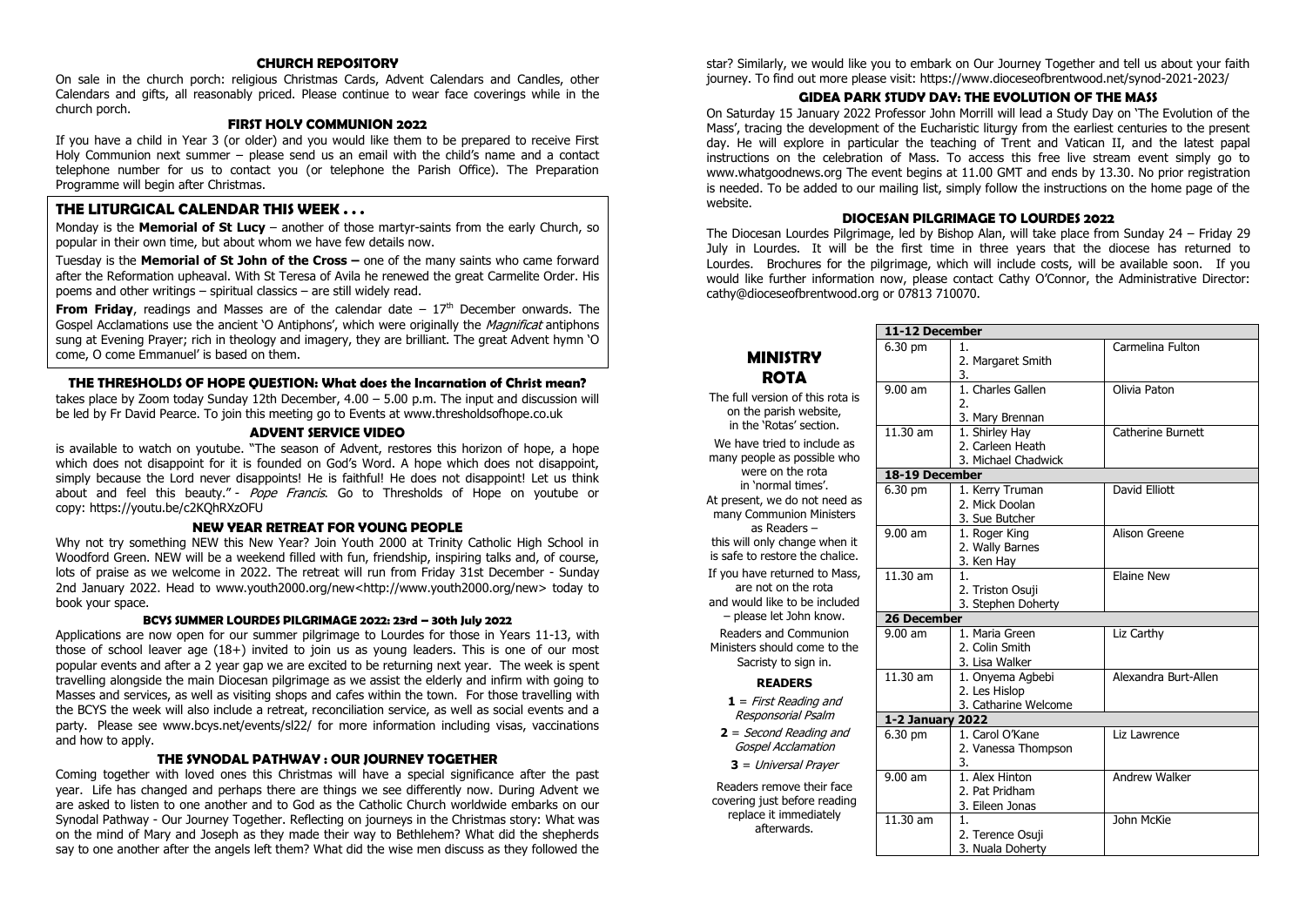### CHURCH REPOSITORY

On sale in the church porch: religious Christmas Cards, Advent Calendars and Candles, other Calendars and gifts, all reasonably priced. Please continue to wear face coverings while in the church porch.

### FIRST HOLY COMMUNION 2022

If you have a child in Year 3 (or older) and you would like them to be prepared to receive First Holy Communion next summer – please send us an email with the child's name and a contact telephone number for us to contact you (or telephone the Parish Office). The Preparation Programme will begin after Christmas.

## THE LITURGICAL CALENDAR THIS WEEK . . .

Monday is the **Memorial of St Lucy** – another of those martyr-saints from the early Church, so popular in their own time, but about whom we have few details now.

Tuesday is the **Memorial of St John of the Cross –** one of the many saints who came forward after the Reformation upheaval. With St Teresa of Avila he renewed the great Carmelite Order. His poems and other writings – spiritual classics – are still widely read.

**From Friday**, readings and Masses are of the calendar date – 17th December onwards. The Gospel Acclamations use the ancient 'O Antiphons', which were originally the *Magnificat* antiphons sung at Evening Prayer; rich in theology and imagery, they are brilliant. The great Advent hymn 'O come, O come Emmanuel' is based on them.

### THE THRESHOLDS OF HOPE QUESTION: What does the Incarnation of Christ mean?

takes place by Zoom today Sunday 12th December, 4.00 – 5.00 p.m. The input and discussion will be led by Fr David Pearce. To join this meeting go to Events at www.thresholdsofhope.co.uk

### ADVENT SERVICE VIDEO

is available to watch on youtube. "The season of Advent, restores this horizon of hope, a hope which does not disappoint for it is founded on God's Word. A hope which does not disappoint, simply because the Lord never disappoints! He is faithful! He does not disappoint! Let us think about and feel this beauty." - *Pope Francis*. Go to Thresholds of Hope on youtube or copy: https://youtu.be/c2KQhRXzOFU

### NEW YEAR RETREAT FOR YOUNG PEOPLE

Why not try something NEW this New Year? Join Youth 2000 at Trinity Catholic High School in Woodford Green. NEW will be a weekend filled with fun, friendship, inspiring talks and, of course, lots of praise as we welcome in 2022. The retreat will run from Friday 31st December - Sunday 2nd January 2022. Head to www.youth2000.org/new<http://www.youth2000.org/new> today to book your space.

### BCYS SUMMER LOURDES PILGRIMAGE 2022: 23rd – 30th July 2022

Applications are now open for our summer pilgrimage to Lourdes for those in Years 11-13, with those of school leaver age (18+) invited to join us as young leaders. This is one of our most popular events and after a 2 year gap we are excited to be returning next year. The week is spent travelling alongside the main Diocesan pilgrimage as we assist the elderly and infirm with going to Masses and services, as well as visiting shops and cafes within the town. For those travelling with the BCYS the week will also include a retreat, reconciliation service, as well as social events and a party. Please see www.bcys.net/events/sl22/ for more information including visas, vaccinations and how to apply.

### THE SYNODAL PATHWAY : OUR JOURNEY TOGETHER

Coming together with loved ones this Christmas will have a special significance after the past year. Life has changed and perhaps there are things we see differently now. During Advent we are asked to listen to one another and to God as the Catholic Church worldwide embarks on our Synodal Pathway - Our Journey Together. Reflecting on journeys in the Christmas story: What was on the mind of Mary and Joseph as they made their way to Bethlehem? What did the shepherds say to one another after the angels left them? What did the wise men discuss as they followed the star? Similarly, we would like you to embark on Our Journey Together and tell us about your faith journey. To find out more please visit: https://www.dioceseofbrentwood.net/synod-2021-2023/

### GIDEA PARK STUDY DAY: THE EVOLUTION OF THE MASS

On Saturday 15 January 2022 Professor John Morrill will lead a Study Day on 'The Evolution of the Mass', tracing the development of the Eucharistic liturgy from the earliest centuries to the present day. He will explore in particular the teaching of Trent and Vatican II, and the latest papal instructions on the celebration of Mass. To access this free live stream event simply go to www.whatgoodnews.org The event begins at 11.00 GMT and ends by 13.30. No prior registration is needed. To be added to our mailing list, simply follow the instructions on the home page of the website.

### DIOCESAN PILGRIMAGE TO LOURDES 2022

The Diocesan Lourdes Pilgrimage, led by Bishop Alan, will take place from Sunday 24 – Friday 29 July in Lourdes. It will be the first time in three years that the diocese has returned to Lourdes. Brochures for the pilgrimage, which will include costs, will be available soon. If you would like further information now, please contact Cathy O'Connor, the Administrative Director: cathy@dioceseofbrentwood.org or 07813 710070.

## MINISTRY ROTA

The full version of this rota is on the parish website, in the 'Rotas' section.

We have tried to include as many people as possible who were on the rota in 'normal times'.

At present, we do not need as many Communion Ministers as Readers – this will only change when it is safe to restore the chalice.

If you have returned to Mass, are not on the rota and would like to be included – please let John know.

Readers and Communion Ministers should come to the Sacristy to sign in.

**READERS**

**1** = *First Reading and Responsorial Psalm*

**2** = *Second Reading and Gospel Acclamation*

**3** = *Universal Prayer*

Readers remove their face covering just before reading replace it immediately afterwards.

| | | |
|---|---|---|
| **11-12 December** | | |
| 6.30 pm | 1.<br>2. Margaret Smith<br>3. | Carmelina Fulton |
| 9.00 am | 1. Charles Gallen<br>2.<br>3. Mary Brennan | Olivia Paton |
| 11.30 am | 1. Shirley Hay<br>2. Carleen Heath<br>3. Michael Chadwick | Catherine Burnett |
| **18-19 December** | | |
| 6.30 pm | 1. Kerry Truman<br>2. Mick Doolan<br>3. Sue Butcher | David Elliott |
| 9.00 am | 1. Roger King<br>2. Wally Barnes<br>3. Ken Hay | Alison Greene |
| 11.30 am | 1.<br>2. Triston Osuji<br>3. Stephen Doherty | Elaine New |
| **26 December** | | |
| 9.00 am | 1. Maria Green<br>2. Colin Smith<br>3. Lisa Walker | Liz Carthy |
| 11.30 am | 1. Onyema Agbebi<br>2. Les Hislop<br>3. Catharine Welcome | Alexandra Burt-Allen |
| **1-2 January 2022** | | |
| 6.30 pm | 1. Carol O'Kane<br>2. Vanessa Thompson<br>3. | Liz Lawrence |
| 9.00 am | 1. Alex Hinton<br>2. Pat Pridham<br>3. Eileen Jonas | Andrew Walker |
| 11.30 am | 1.<br>2. Terence Osuji<br>3. Nuala Doherty | John McKie |